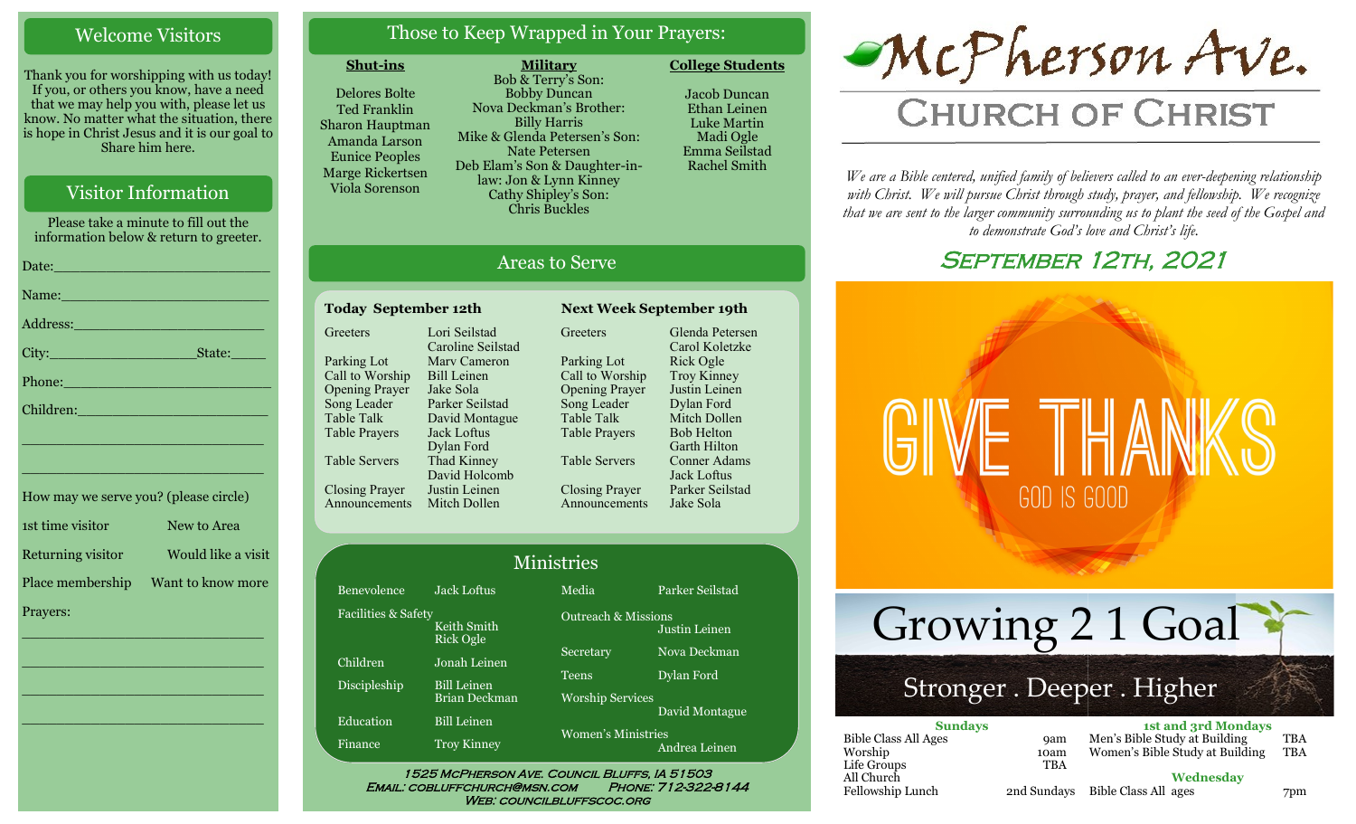## Welcome Visitors

Thank you for worshipping with us today! If you, or others you know, have a need that we may help you with, please let us know. No matter what the situation, there is hope in Christ Jesus and it is our goal to Share him here.

## Visitor Information

Please take a minute to fill out the information below & return to greeter.

Date:\_\_\_\_\_\_\_\_\_\_\_\_\_\_\_\_\_\_\_\_\_\_\_\_

Name:\_\_\_\_\_\_\_\_\_\_\_\_\_\_\_\_\_\_\_\_\_\_\_\_

Address:\_\_\_\_\_\_\_\_\_\_\_\_\_\_\_\_\_\_\_\_\_\_

City:\_\_\_\_\_\_\_\_\_\_\_\_\_\_\_\_\_State:\_\_\_\_\_

Phone:\_\_\_\_\_\_\_\_\_\_\_\_\_\_\_\_\_\_\_\_\_\_\_\_

Children:\_\_\_\_\_\_\_\_\_\_\_\_\_\_\_\_\_\_\_\_\_\_

\_\_\_\_\_\_\_\_\_\_\_\_\_\_\_\_\_\_\_\_\_\_\_\_\_\_\_\_\_\_

\_\_\_\_\_\_\_\_\_\_\_\_\_\_\_\_\_\_\_\_\_\_\_\_\_\_\_\_\_\_

How may we serve you? (please circle)

| | |
|---|---|
| 1st time visitor | New to Area |
| Returning visitor | Would like a visit |
| Place membership | Want to know more |

Prayers:

\_\_\_\_\_\_\_\_\_\_\_\_\_\_\_\_\_\_\_\_\_\_\_\_\_\_\_\_\_\_

\_\_\_\_\_\_\_\_\_\_\_\_\_\_\_\_\_\_\_\_\_\_\_\_\_\_\_\_\_\_

\_\_\_\_\_\_\_\_\_\_\_\_\_\_\_\_\_\_\_\_\_\_\_\_\_\_\_\_\_\_

\_\_\_\_\_\_\_\_\_\_\_\_\_\_\_\_\_\_\_\_\_\_\_\_\_\_\_\_\_\_

## Those to Keep Wrapped in Your Prayers:

**Shut-ins**

- Delores Bolte
- Ted Franklin
- Sharon Hauptman
- Amanda Larson
- Eunice Peoples
- Marge Rickertsen
- Viola Sorenson

**Military**

- Bob & Terry's Son: Bobby Duncan
- Nova Deckman's Brother: Billy Harris
- Mike & Glenda Petersen's Son: Nate Petersen
- Deb Elam's Son & Daughter-in-law: Jon & Lynn Kinney
- Cathy Shipley's Son: Chris Buckles

**College Students**

- Jacob Duncan
- Ethan Leinen
- Luke Martin
- Madi Ogle
- Emma Seilstad
- Rachel Smith

## Areas to Serve

| Today September 12th | | Next Week September 19th | |
|---|---|---|---|
| Greeters | Lori Seilstad, Caroline Seilstad | Greeters | Glenda Petersen, Carol Koletzke |
| Parking Lot | Marv Cameron | Parking Lot | Rick Ogle |
| Call to Worship | Bill Leinen | Call to Worship | Troy Kinney |
| Opening Prayer | Jake Sola | Opening Prayer | Justin Leinen |
| Song Leader | Parker Seilstad | Song Leader | Dylan Ford |
| Table Talk | David Montague | Table Talk | Mitch Dollen |
| Table Prayers | Jack Loftus, Dylan Ford | Table Prayers | Bob Helton, Garth Hilton |
| Table Servers | Thad Kinney, David Holcomb | Table Servers | Conner Adams, Jack Loftus |
| Closing Prayer | Justin Leinen | Closing Prayer | Parker Seilstad |
| Announcements | Mitch Dollen | Announcements | Jake Sola |

## Ministries

| | | | |
|---|---|---|---|
| Benevolence | Jack Loftus | Media | Parker Seilstad |
| Facilities & Safety | Keith Smith, Rick Ogle | Outreach & Missions | Justin Leinen |
| Children | Jonah Leinen | Secretary | Nova Deckman |
| Discipleship | Bill Leinen, Brian Deckman | Teens | Dylan Ford |
| Education | Bill Leinen | Worship Services | David Montague |
| Finance | Troy Kinney | Women's Ministries | Andrea Leinen |

1525 McPherson Ave. Council Bluffs, IA 51503
Email: cobluffchurch@msn.com Phone: 712-322-8144
Web: councilbluffscoc.org

# McPherson Ave.
# Church of Christ

*We are a Bible centered, unified family of believers called to an ever-deepening relationship with Christ. We will pursue Christ through study, prayer, and fellowship. We recognize that we are sent to the larger community surrounding us to plant the seed of the Gospel and to demonstrate God's love and Christ's life.*

## September 12th, 2021

GIVE THANKS
GOD IS GOOD

Growing 2 1 Goal
Stronger . Deeper . Higher

| Sundays | | 1st and 3rd Mondays | |
|---|---|---|---|
| Bible Class All Ages | 9am | Men's Bible Study at Building | TBA |
| Worship | 10am | Women's Bible Study at Building | TBA |
| Life Groups | TBA | **Wednesday** | |
| All Church Fellowship Lunch | 2nd Sundays | Bible Class All ages | 7pm |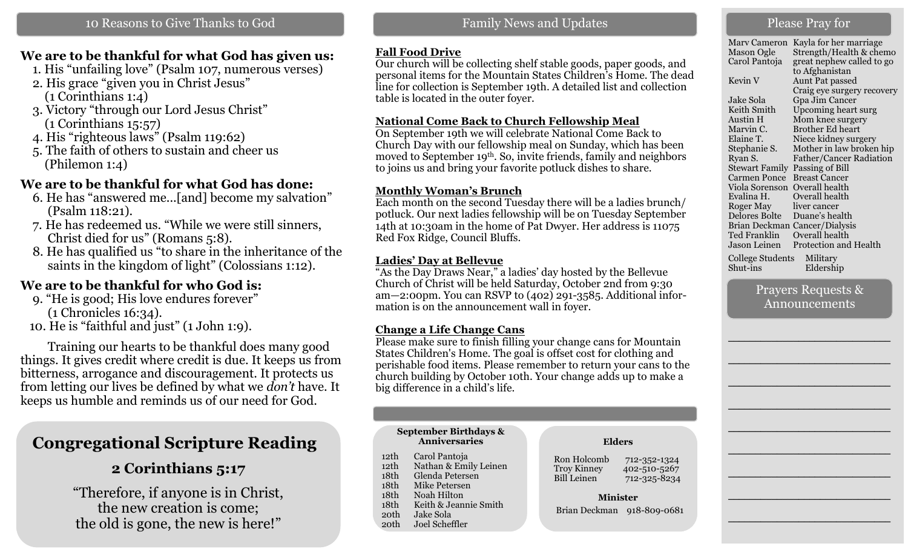## 10 Reasons to Give Thanks to God

**We are to be thankful for what God has given us:**

1. His "unfailing love" (Psalm 107, numerous verses)
2. His grace "given you in Christ Jesus" (1 Corinthians 1:4)
3. Victory "through our Lord Jesus Christ" (1 Corinthians 15:57)
4. His "righteous laws" (Psalm 119:62)
5. The faith of others to sustain and cheer us (Philemon 1:4)

**We are to be thankful for what God has done:**

6. He has "answered me...[and] become my salvation" (Psalm 118:21).
7. He has redeemed us. "While we were still sinners, Christ died for us" (Romans 5:8).
8. He has qualified us "to share in the inheritance of the saints in the kingdom of light" (Colossians 1:12).

**We are to be thankful for who God is:**

9. "He is good; His love endures forever" (1 Chronicles 16:34).
10. He is "faithful and just" (1 John 1:9).

Training our hearts to be thankful does many good things. It gives credit where credit is due. It keeps us from bitterness, arrogance and discouragement. It protects us from letting our lives be defined by what we *don't* have. It keeps us humble and reminds us of our need for God.

## Congregational Scripture Reading

### 2 Corinthians 5:17

"Therefore, if anyone is in Christ, the new creation is come; the old is gone, the new is here!"

## Family News and Updates

**Fall Food Drive**
Our church will be collecting shelf stable goods, paper goods, and personal items for the Mountain States Children's Home. The dead line for collection is September 19th. A detailed list and collection table is located in the outer foyer.

**National Come Back to Church Fellowship Meal**
On September 19th we will celebrate National Come Back to Church Day with our fellowship meal on Sunday, which has been moved to September 19th. So, invite friends, family and neighbors to joins us and bring your favorite potluck dishes to share.

**Monthly Woman's Brunch**
Each month on the second Tuesday there will be a ladies brunch/ potluck. Our next ladies fellowship will be on Tuesday September 14th at 10:30am in the home of Pat Dwyer. Her address is 11075 Red Fox Ridge, Council Bluffs.

**Ladies' Day at Bellevue**
"As the Day Draws Near," a ladies' day hosted by the Bellevue Church of Christ will be held Saturday, October 2nd from 9:30 am—2:00pm. You can RSVP to (402) 291-3585. Additional information is on the announcement wall in foyer.

**Change a Life Change Cans**
Please make sure to finish filling your change cans for Mountain States Children's Home. The goal is offset cost for clothing and perishable food items. Please remember to return your cans to the church building by October 10th. Your change adds up to make a big difference in a child's life.

**September Birthdays & Anniversaries**

| | |
|---|---|
| 12th | Carol Pantoja |
| 12th | Nathan & Emily Leinen |
| 18th | Glenda Petersen |
| 18th | Mike Petersen |
| 18th | Noah Hilton |
| 18th | Keith & Jeannie Smith |
| 20th | Jake Sola |
| 20th | Joel Scheffler |

**Elders**

| | |
|---|---|
| Ron Holcomb | 712-352-1324 |
| Troy Kinney | 402-510-5267 |
| Bill Leinen | 712-325-8234 |

**Minister**

Brian Deckman 918-809-0681

## Please Pray for

| | |
|---|---|
| Marv Cameron | Kayla for her marriage |
| Mason Ogle | Strength/Health & chemo |
| Carol Pantoja | great nephew called to go to Afghanistan |
| Kevin V | Aunt Pat passed<br>Craig eye surgery recovery |
| Jake Sola | Gpa Jim Cancer |
| Keith Smith | Upcoming heart surg |
| Austin H | Mom knee surgery |
| Marvin C. | Brother Ed heart |
| Elaine T. | Niece kidney surgery |
| Stephanie S. | Mother in law broken hip |
| Ryan S. | Father/Cancer Radiation |
| Stewart Family | Passing of Bill |
| Carmen Ponce | Breast Cancer |
| Viola Sorenson | Overall health |
| Evalina H. | Overall health |
| Roger May | liver cancer |
| Delores Bolte | Duane's health |
| Brian Deckman | Cancer/Dialysis |
| Ted Franklin | Overall health |
| Jason Leinen | Protection and Health |
| College Students | Military |
| Shut-ins | Eldership |

## Prayers Requests & Announcements

\_\_\_\_\_\_\_\_\_\_\_\_\_\_\_\_\_\_\_\_

\_\_\_\_\_\_\_\_\_\_\_\_\_\_\_\_\_\_\_\_

\_\_\_\_\_\_\_\_\_\_\_\_\_\_\_\_\_\_\_\_

\_\_\_\_\_\_\_\_\_\_\_\_\_\_\_\_\_\_\_\_

\_\_\_\_\_\_\_\_\_\_\_\_\_\_\_\_\_\_\_\_

\_\_\_\_\_\_\_\_\_\_\_\_\_\_\_\_\_\_\_\_

\_\_\_\_\_\_\_\_\_\_\_\_\_\_\_\_\_\_\_\_

\_\_\_\_\_\_\_\_\_\_\_\_\_\_\_\_\_\_\_\_

\_\_\_\_\_\_\_\_\_\_\_\_\_\_\_\_\_\_\_\_